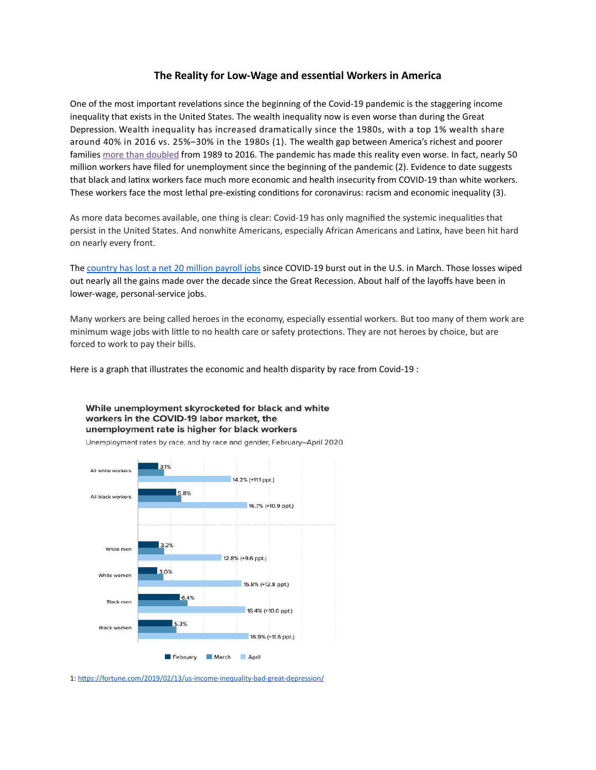# The Reality for Low-Wage and essential Workers in America

One of the most important revelations since the beginning of the Covid-19 pandemic is the staggering income inequality that exists in the United States. The wealth inequality now is even worse than during the Great Depression. Wealth inequality has increased dramatically since the 1980s, with a top 1% wealth share around 40% in 2016 vs. 25%–30% in the 1980s (1). The wealth gap between America's richest and poorer families more than doubled from 1989 to 2016. The pandemic has made this reality even worse. In fact, nearly 50 million workers have filed for unemployment since the beginning of the pandemic (2). Evidence to date suggests that black and latinx workers face much more economic and health insecurity from COVID-19 than white workers. These workers face the most lethal pre-existing conditions for coronavirus: racism and economic inequality (3).

As more data becomes available, one thing is clear: Covid-19 has only magnified the systemic inequalities that persist in the United States. And nonwhite Americans, especially African Americans and Latinx, have been hit hard on nearly every front.

The country has lost a net 20 million payroll jobs since COVID-19 burst out in the U.S. in March. Those losses wiped out nearly all the gains made over the decade since the Great Recession. About half of the layoffs have been in lower-wage, personal-service jobs.

Many workers are being called heroes in the economy, especially essential workers. But too many of them work are minimum wage jobs with little to no health care or safety protections. They are not heroes by choice, but are forced to work to pay their bills.

Here is a graph that illustrates the economic and health disparity by race from Covid-19 :

**While unemployment skyrocketed for black and white workers in the COVID-19 labor market, the unemployment rate is higher for black workers**

Unemployment rates by race, and by race and gender, February–April 2020

| | February | April |
|---|---|---|
| All white workers | 3.1% | 14.2% (+11.1 ppt.) |
| All black workers | 5.8% | 16.7% (+10.9 ppt.) |
| White men | 3.2% | 12.8% (+9.6 ppt.) |
| White women | 3.0% | 15.8% (+12.8 ppt.) |
| Black men | 6.4% | 16.4% (+10.0 ppt.) |
| Black women | 5.3% | 16.9% (+11.6 ppt.) |

February ■ March ■ April

1: https://fortune.com/2019/02/13/us-income-inequality-bad-great-depression/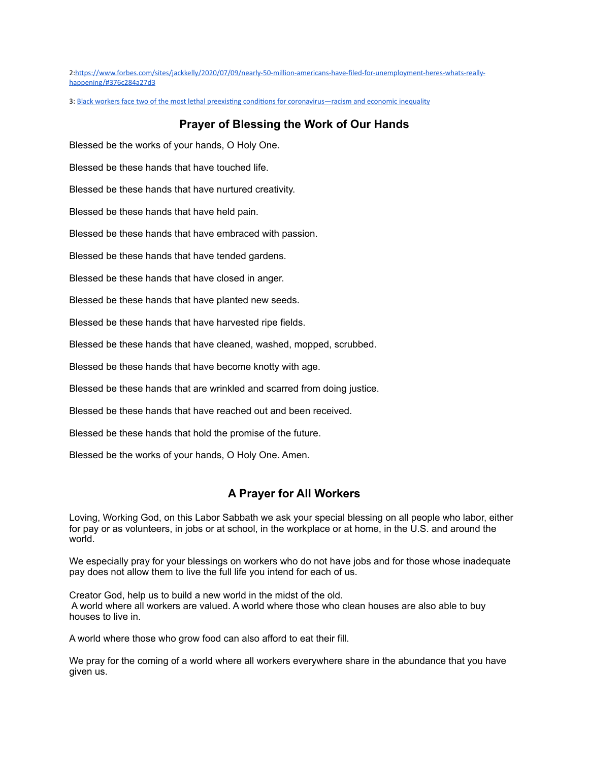2:[https://www.forbes.com/sites/jackkelly/2020/07/09/nearly-50-million-americans-have-filed-for-unemployment-heres-whats-really-happening/#376c284a27d3](https://www.forbes.com/sites/jackkelly/2020/07/09/nearly-50-million-americans-have-filed-for-unemployment-heres-whats-really-happening/#376c284a27d3)

3: Black workers face two of the most lethal preexisting conditions for coronavirus—racism and economic inequality

## Prayer of Blessing the Work of Our Hands

Blessed be the works of your hands, O Holy One.

Blessed be these hands that have touched life.

Blessed be these hands that have nurtured creativity.

Blessed be these hands that have held pain.

Blessed be these hands that have embraced with passion.

Blessed be these hands that have tended gardens.

Blessed be these hands that have closed in anger.

Blessed be these hands that have planted new seeds.

Blessed be these hands that have harvested ripe fields.

Blessed be these hands that have cleaned, washed, mopped, scrubbed.

Blessed be these hands that have become knotty with age.

Blessed be these hands that are wrinkled and scarred from doing justice.

Blessed be these hands that have reached out and been received.

Blessed be these hands that hold the promise of the future.

Blessed be the works of your hands, O Holy One. Amen.

## A Prayer for All Workers

Loving, Working God, on this Labor Sabbath we ask your special blessing on all people who labor, either for pay or as volunteers, in jobs or at school, in the workplace or at home, in the U.S. and around the world.

We especially pray for your blessings on workers who do not have jobs and for those whose inadequate pay does not allow them to live the full life you intend for each of us.

Creator God, help us to build a new world in the midst of the old.
A world where all workers are valued. A world where those who clean houses are also able to buy houses to live in.

A world where those who grow food can also afford to eat their fill.

We pray for the coming of a world where all workers everywhere share in the abundance that you have given us.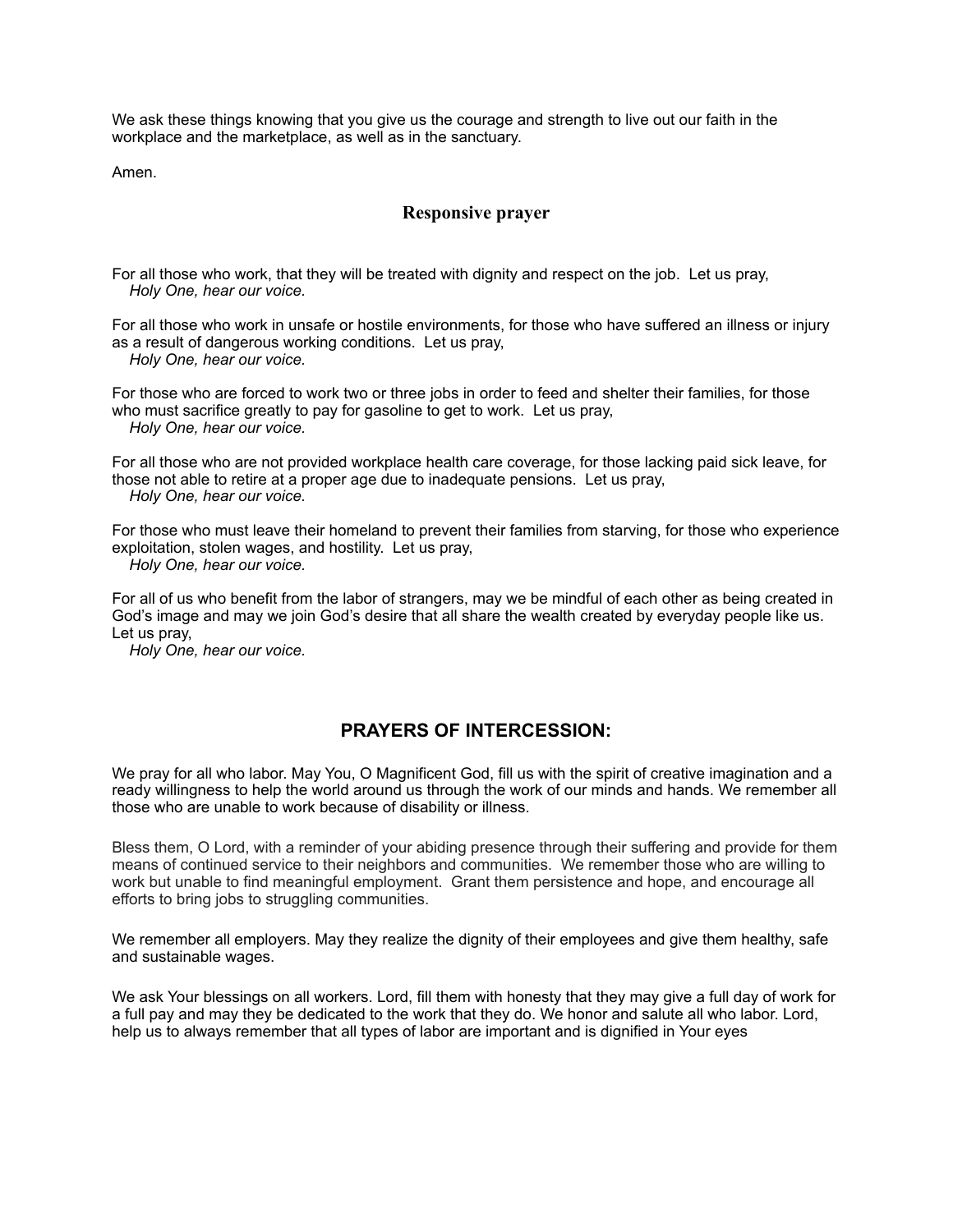We ask these things knowing that you give us the courage and strength to live out our faith in the workplace and the marketplace, as well as in the sanctuary.

Amen.

### Responsive prayer

For all those who work, that they will be treated with dignity and respect on the job. Let us pray,
*Holy One, hear our voice.*

For all those who work in unsafe or hostile environments, for those who have suffered an illness or injury as a result of dangerous working conditions. Let us pray,
*Holy One, hear our voice.*

For those who are forced to work two or three jobs in order to feed and shelter their families, for those who must sacrifice greatly to pay for gasoline to get to work. Let us pray,
*Holy One, hear our voice.*

For all those who are not provided workplace health care coverage, for those lacking paid sick leave, for those not able to retire at a proper age due to inadequate pensions. Let us pray,
*Holy One, hear our voice.*

For those who must leave their homeland to prevent their families from starving, for those who experience exploitation, stolen wages, and hostility. Let us pray,
*Holy One, hear our voice.*

For all of us who benefit from the labor of strangers, may we be mindful of each other as being created in God's image and may we join God's desire that all share the wealth created by everyday people like us. Let us pray,
*Holy One, hear our voice.*

## PRAYERS OF INTERCESSION:

We pray for all who labor. May You, O Magnificent God, fill us with the spirit of creative imagination and a ready willingness to help the world around us through the work of our minds and hands. We remember all those who are unable to work because of disability or illness.

Bless them, O Lord, with a reminder of your abiding presence through their suffering and provide for them means of continued service to their neighbors and communities. We remember those who are willing to work but unable to find meaningful employment. Grant them persistence and hope, and encourage all efforts to bring jobs to struggling communities.

We remember all employers. May they realize the dignity of their employees and give them healthy, safe and sustainable wages.

We ask Your blessings on all workers. Lord, fill them with honesty that they may give a full day of work for a full pay and may they be dedicated to the work that they do. We honor and salute all who labor. Lord, help us to always remember that all types of labor are important and is dignified in Your eyes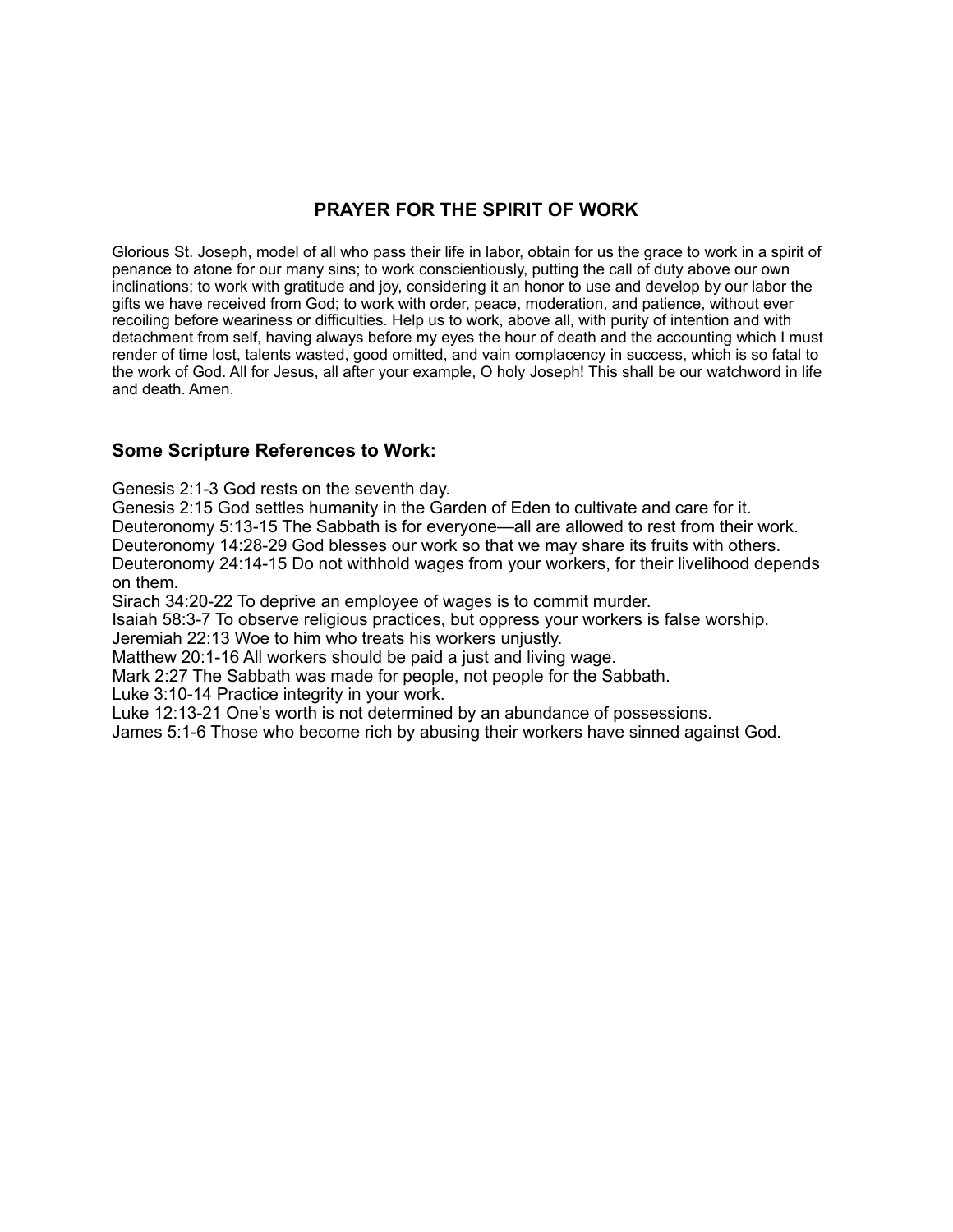## PRAYER FOR THE SPIRIT OF WORK

Glorious St. Joseph, model of all who pass their life in labor, obtain for us the grace to work in a spirit of penance to atone for our many sins; to work conscientiously, putting the call of duty above our own inclinations; to work with gratitude and joy, considering it an honor to use and develop by our labor the gifts we have received from God; to work with order, peace, moderation, and patience, without ever recoiling before weariness or difficulties. Help us to work, above all, with purity of intention and with detachment from self, having always before my eyes the hour of death and the accounting which I must render of time lost, talents wasted, good omitted, and vain complacency in success, which is so fatal to the work of God. All for Jesus, all after your example, O holy Joseph! This shall be our watchword in life and death. Amen.

### Some Scripture References to Work:

Genesis 2:1-3 God rests on the seventh day.
Genesis 2:15 God settles humanity in the Garden of Eden to cultivate and care for it.
Deuteronomy 5:13-15 The Sabbath is for everyone—all are allowed to rest from their work.
Deuteronomy 14:28-29 God blesses our work so that we may share its fruits with others.
Deuteronomy 24:14-15 Do not withhold wages from your workers, for their livelihood depends on them.
Sirach 34:20-22 To deprive an employee of wages is to commit murder.
Isaiah 58:3-7 To observe religious practices, but oppress your workers is false worship.
Jeremiah 22:13 Woe to him who treats his workers unjustly.
Matthew 20:1-16 All workers should be paid a just and living wage.
Mark 2:27 The Sabbath was made for people, not people for the Sabbath.
Luke 3:10-14 Practice integrity in your work.
Luke 12:13-21 One's worth is not determined by an abundance of possessions.
James 5:1-6 Those who become rich by abusing their workers have sinned against God.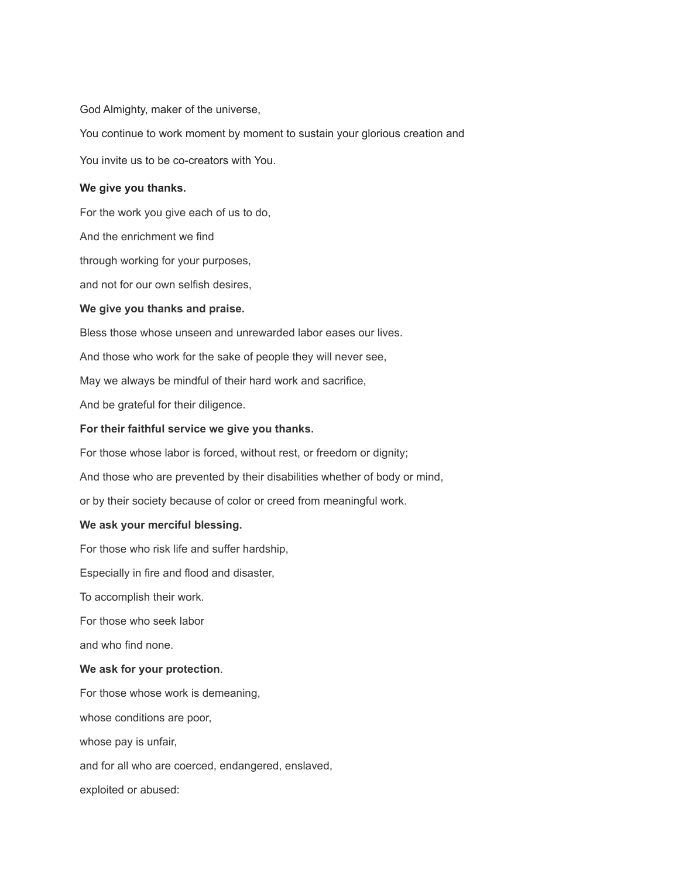God Almighty, maker of the universe,

You continue to work moment by moment to sustain your glorious creation and

You invite us to be co-creators with You.

**We give you thanks.**

For the work you give each of us to do,

And the enrichment we find

through working for your purposes,

and not for our own selfish desires,

**We give you thanks and praise.**

Bless those whose unseen and unrewarded labor eases our lives.

And those who work for the sake of people they will never see,

May we always be mindful of their hard work and sacrifice,

And be grateful for their diligence.

**For their faithful service we give you thanks.**

For those whose labor is forced, without rest, or freedom or dignity;

And those who are prevented by their disabilities whether of body or mind,

or by their society because of color or creed from meaningful work.

**We ask your merciful blessing.**

For those who risk life and suffer hardship,

Especially in fire and flood and disaster,

To accomplish their work.

For those who seek labor

and who find none.

**We ask for your protection**.

For those whose work is demeaning,

whose conditions are poor,

whose pay is unfair,

and for all who are coerced, endangered, enslaved,

exploited or abused: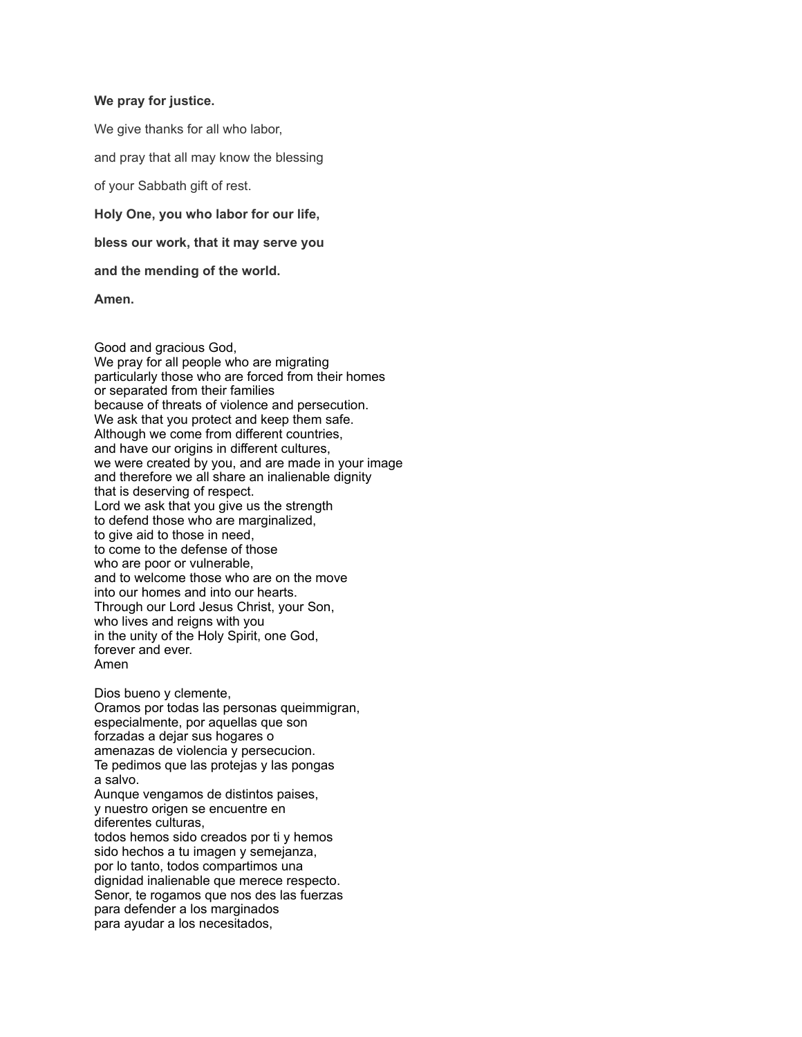**We pray for justice.**

We give thanks for all who labor,

and pray that all may know the blessing

of your Sabbath gift of rest.

**Holy One, you who labor for our life,**

**bless our work, that it may serve you**

**and the mending of the world.**

**Amen.**

Good and gracious God,
We pray for all people who are migrating
particularly those who are forced from their homes
or separated from their families
because of threats of violence and persecution.
We ask that you protect and keep them safe.
Although we come from different countries,
and have our origins in different cultures,
we were created by you, and are made in your image
and therefore we all share an inalienable dignity
that is deserving of respect.
Lord we ask that you give us the strength
to defend those who are marginalized,
to give aid to those in need,
to come to the defense of those
who are poor or vulnerable,
and to welcome those who are on the move
into our homes and into our hearts.
Through our Lord Jesus Christ, your Son,
who lives and reigns with you
in the unity of the Holy Spirit, one God,
forever and ever.
Amen

Dios bueno y clemente,
Oramos por todas las personas queimmigran,
especialmente, por aquellas que son
forzadas a dejar sus hogares o
amenazas de violencia y persecucion.
Te pedimos que las protejas y las pongas
a salvo.
Aunque vengamos de distintos paises,
y nuestro origen se encuentre en
diferentes culturas,
todos hemos sido creados por ti y hemos
sido hechos a tu imagen y semejanza,
por lo tanto, todos compartimos una
dignidad inalienable que merece respecto.
Senor, te rogamos que nos des las fuerzas
para defender a los marginados
para ayudar a los necesitados,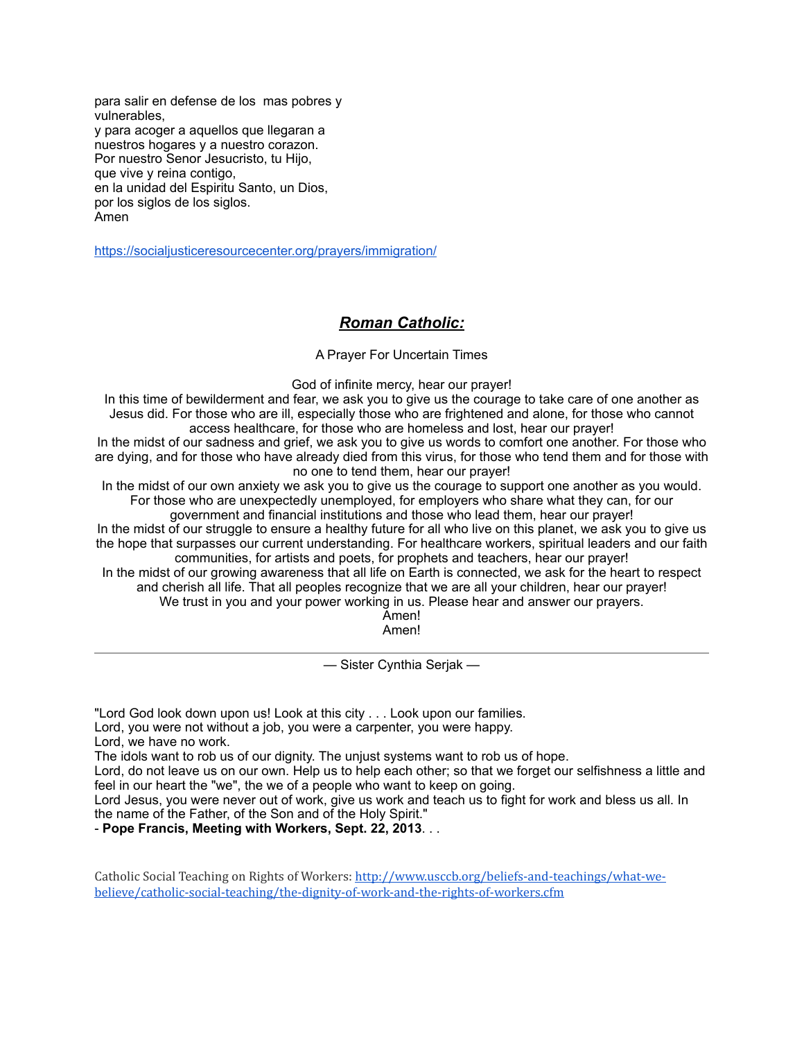para salir en defense de los  mas pobres y vulnerables,
y para acoger a aquellos que llegaran a nuestros hogares y a nuestro corazon.
Por nuestro Senor Jesucristo, tu Hijo,
que vive y reina contigo,
en la unidad del Espiritu Santo, un Dios,
por los siglos de los siglos.
Amen

https://socialjusticeresourcecenter.org/prayers/immigration/

## ***Roman Catholic:***

A Prayer For Uncertain Times

God of infinite mercy, hear our prayer!
In this time of bewilderment and fear, we ask you to give us the courage to take care of one another as Jesus did. For those who are ill, especially those who are frightened and alone, for those who cannot access healthcare, for those who are homeless and lost, hear our prayer!
In the midst of our sadness and grief, we ask you to give us words to comfort one another. For those who are dying, and for those who have already died from this virus, for those who tend them and for those with no one to tend them, hear our prayer!
In the midst of our own anxiety we ask you to give us the courage to support one another as you would. For those who are unexpectedly unemployed, for employers who share what they can, for our government and financial institutions and those who lead them, hear our prayer!
In the midst of our struggle to ensure a healthy future for all who live on this planet, we ask you to give us the hope that surpasses our current understanding. For healthcare workers, spiritual leaders and our faith communities, for artists and poets, for prophets and teachers, hear our prayer!
In the midst of our growing awareness that all life on Earth is connected, we ask for the heart to respect and cherish all life. That all peoples recognize that we are all your children, hear our prayer!
We trust in you and your power working in us. Please hear and answer our prayers.
Amen!
Amen!

---

— Sister Cynthia Serjak —

"Lord God look down upon us! Look at this city . . . Look upon our families.
Lord, you were not without a job, you were a carpenter, you were happy.
Lord, we have no work.
The idols want to rob us of our dignity. The unjust systems want to rob us of hope.
Lord, do not leave us on our own. Help us to help each other; so that we forget our selfishness a little and feel in our heart the "we", the we of a people who want to keep on going.
Lord Jesus, you were never out of work, give us work and teach us to fight for work and bless us all. In the name of the Father, of the Son and of the Holy Spirit."
- **Pope Francis, Meeting with Workers, Sept. 22, 2013**. . .

Catholic Social Teaching on Rights of Workers: http://www.usccb.org/beliefs-and-teachings/what-we-believe/catholic-social-teaching/the-dignity-of-work-and-the-rights-of-workers.cfm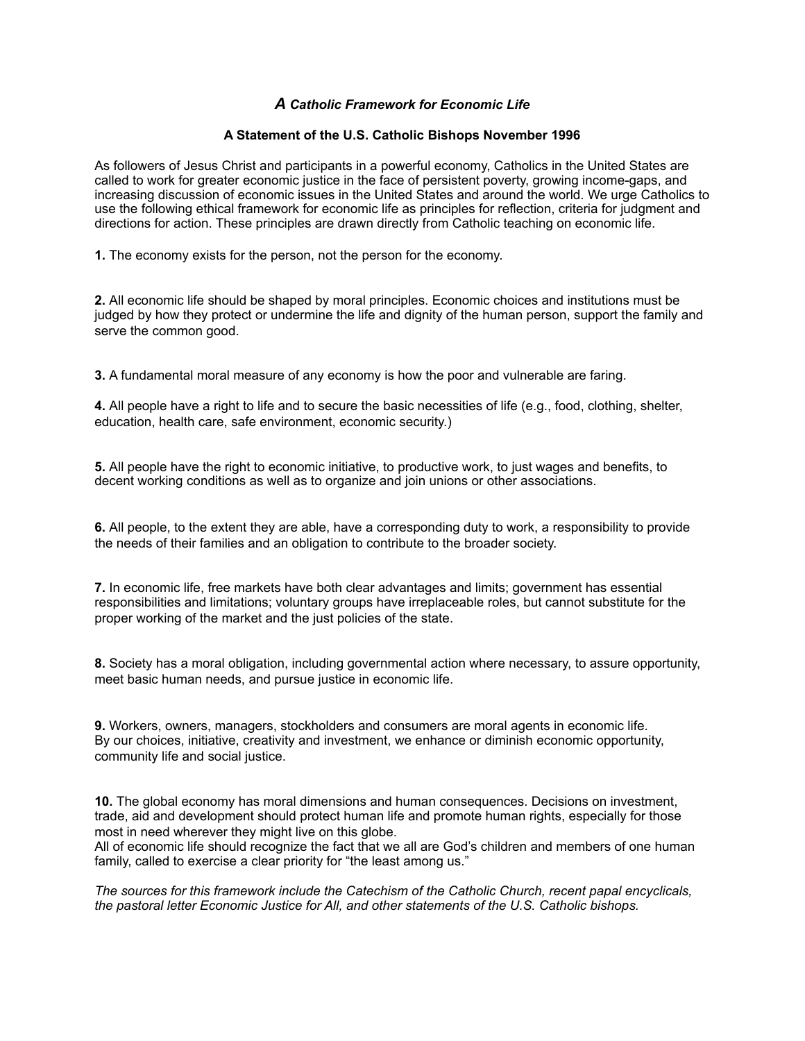### *A Catholic Framework for Economic Life*

**A Statement of the U.S. Catholic Bishops November 1996**

As followers of Jesus Christ and participants in a powerful economy, Catholics in the United States are called to work for greater economic justice in the face of persistent poverty, growing income-gaps, and increasing discussion of economic issues in the United States and around the world. We urge Catholics to use the following ethical framework for economic life as principles for reflection, criteria for judgment and directions for action. These principles are drawn directly from Catholic teaching on economic life.

**1.** The economy exists for the person, not the person for the economy.

**2.** All economic life should be shaped by moral principles. Economic choices and institutions must be judged by how they protect or undermine the life and dignity of the human person, support the family and serve the common good.

**3.** A fundamental moral measure of any economy is how the poor and vulnerable are faring.

**4.** All people have a right to life and to secure the basic necessities of life (e.g., food, clothing, shelter, education, health care, safe environment, economic security.)

**5.** All people have the right to economic initiative, to productive work, to just wages and benefits, to decent working conditions as well as to organize and join unions or other associations.

**6.** All people, to the extent they are able, have a corresponding duty to work, a responsibility to provide the needs of their families and an obligation to contribute to the broader society.

**7.** In economic life, free markets have both clear advantages and limits; government has essential responsibilities and limitations; voluntary groups have irreplaceable roles, but cannot substitute for the proper working of the market and the just policies of the state.

**8.** Society has a moral obligation, including governmental action where necessary, to assure opportunity, meet basic human needs, and pursue justice in economic life.

**9.** Workers, owners, managers, stockholders and consumers are moral agents in economic life. By our choices, initiative, creativity and investment, we enhance or diminish economic opportunity, community life and social justice.

**10.** The global economy has moral dimensions and human consequences. Decisions on investment, trade, aid and development should protect human life and promote human rights, especially for those most in need wherever they might live on this globe.
All of economic life should recognize the fact that we all are God's children and members of one human family, called to exercise a clear priority for "the least among us."

*The sources for this framework include the Catechism of the Catholic Church, recent papal encyclicals, the pastoral letter Economic Justice for All, and other statements of the U.S. Catholic bishops.*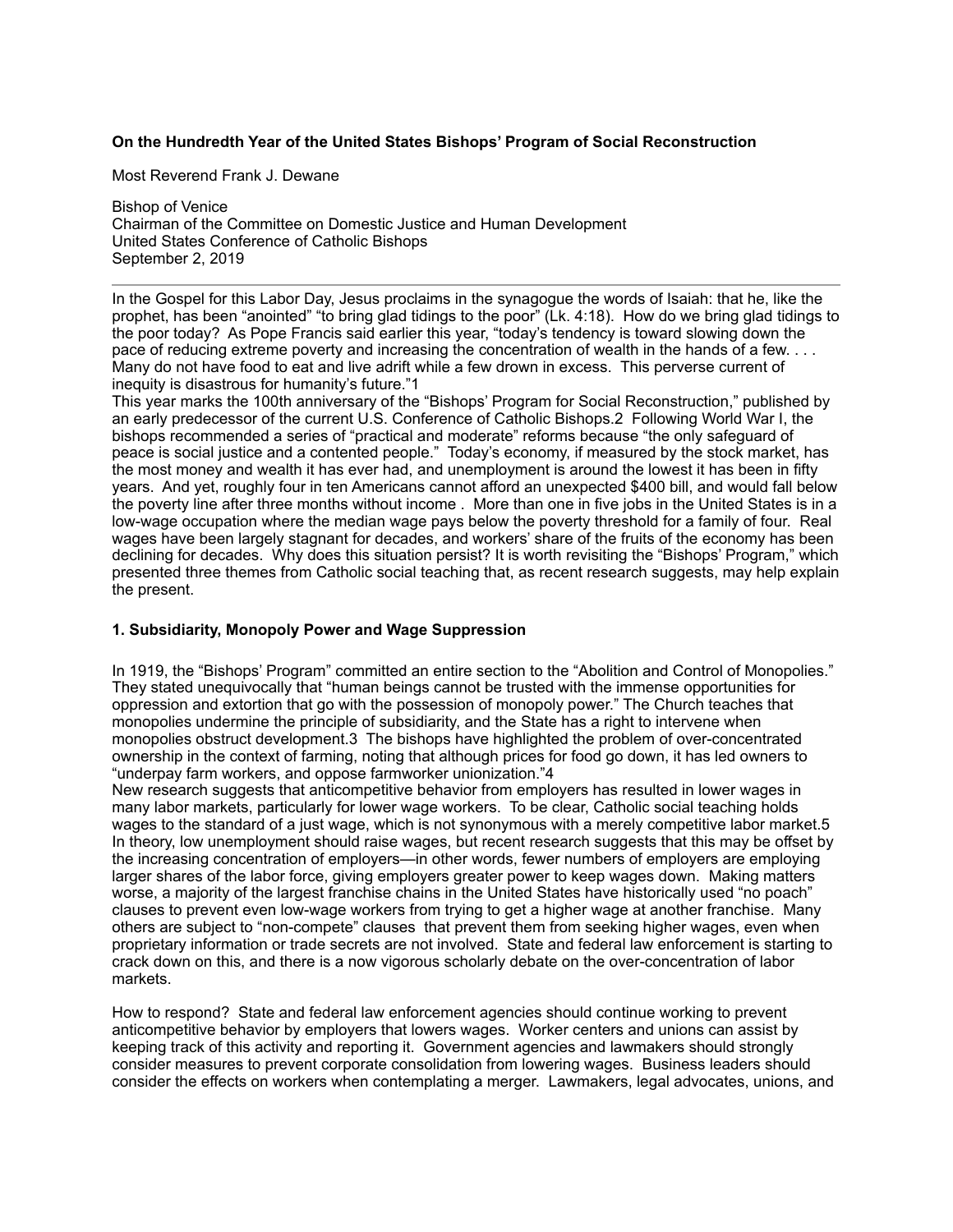**On the Hundredth Year of the United States Bishops' Program of Social Reconstruction**

Most Reverend Frank J. Dewane

Bishop of Venice
Chairman of the Committee on Domestic Justice and Human Development
United States Conference of Catholic Bishops
September 2, 2019

---

In the Gospel for this Labor Day, Jesus proclaims in the synagogue the words of Isaiah: that he, like the prophet, has been "anointed" "to bring glad tidings to the poor" (Lk. 4:18). How do we bring glad tidings to the poor today? As Pope Francis said earlier this year, "today's tendency is toward slowing down the pace of reducing extreme poverty and increasing the concentration of wealth in the hands of a few. . . . Many do not have food to eat and live adrift while a few drown in excess. This perverse current of inequity is disastrous for humanity's future."[1]

This year marks the 100th anniversary of the "Bishops' Program for Social Reconstruction," published by an early predecessor of the current U.S. Conference of Catholic Bishops.[2] Following World War I, the bishops recommended a series of "practical and moderate" reforms because "the only safeguard of peace is social justice and a contented people." Today's economy, if measured by the stock market, has the most money and wealth it has ever had, and unemployment is around the lowest it has been in fifty years. And yet, roughly four in ten Americans cannot afford an unexpected $400 bill, and would fall below the poverty line after three months without income . More than one in five jobs in the United States is in a low-wage occupation where the median wage pays below the poverty threshold for a family of four. Real wages have been largely stagnant for decades, and workers' share of the fruits of the economy has been declining for decades. Why does this situation persist? It is worth revisiting the "Bishops' Program," which presented three themes from Catholic social teaching that, as recent research suggests, may help explain the present.

### 1. Subsidiarity, Monopoly Power and Wage Suppression

In 1919, the "Bishops' Program" committed an entire section to the "Abolition and Control of Monopolies." They stated unequivocally that "human beings cannot be trusted with the immense opportunities for oppression and extortion that go with the possession of monopoly power." The Church teaches that monopolies undermine the principle of subsidiarity, and the State has a right to intervene when monopolies obstruct development.[3] The bishops have highlighted the problem of over-concentrated ownership in the context of farming, noting that although prices for food go down, it has led owners to "underpay farm workers, and oppose farmworker unionization."[4]

New research suggests that anticompetitive behavior from employers has resulted in lower wages in many labor markets, particularly for lower wage workers. To be clear, Catholic social teaching holds wages to the standard of a just wage, which is not synonymous with a merely competitive labor market.[5] In theory, low unemployment should raise wages, but recent research suggests that this may be offset by the increasing concentration of employers—in other words, fewer numbers of employers are employing larger shares of the labor force, giving employers greater power to keep wages down. Making matters worse, a majority of the largest franchise chains in the United States have historically used "no poach" clauses to prevent even low-wage workers from trying to get a higher wage at another franchise. Many others are subject to "non-compete" clauses that prevent them from seeking higher wages, even when proprietary information or trade secrets are not involved. State and federal law enforcement is starting to crack down on this, and there is a now vigorous scholarly debate on the over-concentration of labor markets.

How to respond? State and federal law enforcement agencies should continue working to prevent anticompetitive behavior by employers that lowers wages. Worker centers and unions can assist by keeping track of this activity and reporting it. Government agencies and lawmakers should strongly consider measures to prevent corporate consolidation from lowering wages. Business leaders should consider the effects on workers when contemplating a merger. Lawmakers, legal advocates, unions, and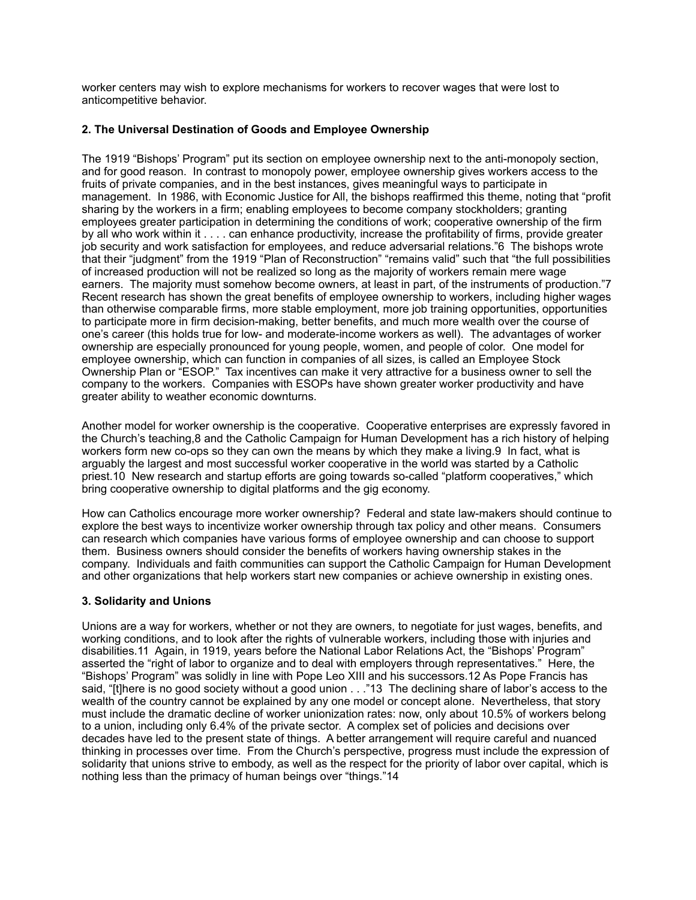worker centers may wish to explore mechanisms for workers to recover wages that were lost to anticompetitive behavior.

### 2. The Universal Destination of Goods and Employee Ownership

The 1919 "Bishops' Program" put its section on employee ownership next to the anti-monopoly section, and for good reason. In contrast to monopoly power, employee ownership gives workers access to the fruits of private companies, and in the best instances, gives meaningful ways to participate in management. In 1986, with Economic Justice for All, the bishops reaffirmed this theme, noting that "profit sharing by the workers in a firm; enabling employees to become company stockholders; granting employees greater participation in determining the conditions of work; cooperative ownership of the firm by all who work within it . . . . can enhance productivity, increase the profitability of firms, provide greater job security and work satisfaction for employees, and reduce adversarial relations."6 The bishops wrote that their "judgment" from the 1919 "Plan of Reconstruction" "remains valid" such that "the full possibilities of increased production will not be realized so long as the majority of workers remain mere wage earners. The majority must somehow become owners, at least in part, of the instruments of production."7 Recent research has shown the great benefits of employee ownership to workers, including higher wages than otherwise comparable firms, more stable employment, more job training opportunities, opportunities to participate more in firm decision-making, better benefits, and much more wealth over the course of one's career (this holds true for low- and moderate-income workers as well). The advantages of worker ownership are especially pronounced for young people, women, and people of color. One model for employee ownership, which can function in companies of all sizes, is called an Employee Stock Ownership Plan or "ESOP." Tax incentives can make it very attractive for a business owner to sell the company to the workers. Companies with ESOPs have shown greater worker productivity and have greater ability to weather economic downturns.

Another model for worker ownership is the cooperative. Cooperative enterprises are expressly favored in the Church's teaching,8 and the Catholic Campaign for Human Development has a rich history of helping workers form new co-ops so they can own the means by which they make a living.9 In fact, what is arguably the largest and most successful worker cooperative in the world was started by a Catholic priest.10 New research and startup efforts are going towards so-called "platform cooperatives," which bring cooperative ownership to digital platforms and the gig economy.

How can Catholics encourage more worker ownership? Federal and state law-makers should continue to explore the best ways to incentivize worker ownership through tax policy and other means. Consumers can research which companies have various forms of employee ownership and can choose to support them. Business owners should consider the benefits of workers having ownership stakes in the company. Individuals and faith communities can support the Catholic Campaign for Human Development and other organizations that help workers start new companies or achieve ownership in existing ones.

### 3. Solidarity and Unions

Unions are a way for workers, whether or not they are owners, to negotiate for just wages, benefits, and working conditions, and to look after the rights of vulnerable workers, including those with injuries and disabilities.11 Again, in 1919, years before the National Labor Relations Act, the "Bishops' Program" asserted the "right of labor to organize and to deal with employers through representatives." Here, the "Bishops' Program" was solidly in line with Pope Leo XIII and his successors.12 As Pope Francis has said, "[t]here is no good society without a good union . . ."13 The declining share of labor's access to the wealth of the country cannot be explained by any one model or concept alone. Nevertheless, that story must include the dramatic decline of worker unionization rates: now, only about 10.5% of workers belong to a union, including only 6.4% of the private sector. A complex set of policies and decisions over decades have led to the present state of things. A better arrangement will require careful and nuanced thinking in processes over time. From the Church's perspective, progress must include the expression of solidarity that unions strive to embody, as well as the respect for the priority of labor over capital, which is nothing less than the primacy of human beings over "things."14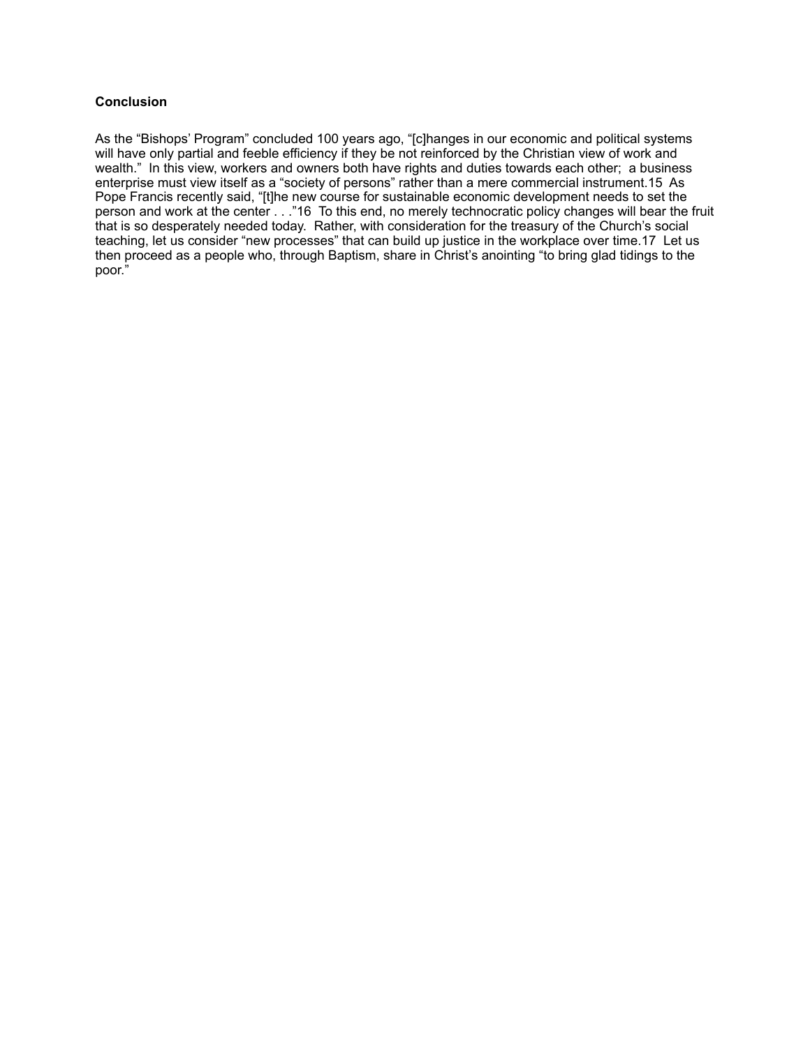**Conclusion**

As the "Bishops' Program" concluded 100 years ago, "[c]hanges in our economic and political systems will have only partial and feeble efficiency if they be not reinforced by the Christian view of work and wealth." In this view, workers and owners both have rights and duties towards each other; a business enterprise must view itself as a "society of persons" rather than a mere commercial instrument.[15] As Pope Francis recently said, "[t]he new course for sustainable economic development needs to set the person and work at the center . . ."[16] To this end, no merely technocratic policy changes will bear the fruit that is so desperately needed today. Rather, with consideration for the treasury of the Church's social teaching, let us consider "new processes" that can build up justice in the workplace over time.[17] Let us then proceed as a people who, through Baptism, share in Christ's anointing "to bring glad tidings to the poor."